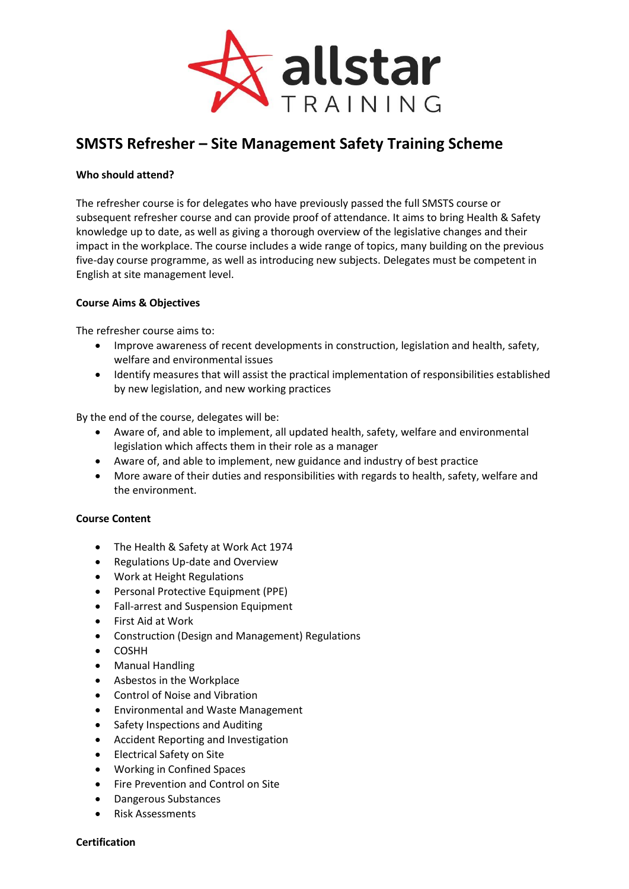# SMSTS Refresher – Site Management Safety Training Scheme

**Who should attend?**

The refresher course is for delegates who have previously passed the full SMSTS course or subsequent refresher course and can provide proof of attendance. It aims to bring Health & Safety knowledge up to date, as well as giving a thorough overview of the legislative changes and their impact in the workplace. The course includes a wide range of topics, many building on the previous five-day course programme, as well as introducing new subjects. Delegates must be competent in English at site management level.

**Course Aims & Objectives**

The refresher course aims to:

- Improve awareness of recent developments in construction, legislation and health, safety, welfare and environmental issues
- Identify measures that will assist the practical implementation of responsibilities established by new legislation, and new working practices

By the end of the course, delegates will be:

- Aware of, and able to implement, all updated health, safety, welfare and environmental legislation which affects them in their role as a manager
- Aware of, and able to implement, new guidance and industry of best practice
- More aware of their duties and responsibilities with regards to health, safety, welfare and the environment.

**Course Content**

- The Health & Safety at Work Act 1974
- Regulations Up-date and Overview
- Work at Height Regulations
- Personal Protective Equipment (PPE)
- Fall-arrest and Suspension Equipment
- First Aid at Work
- Construction (Design and Management) Regulations
- COSHH
- Manual Handling
- Asbestos in the Workplace
- Control of Noise and Vibration
- Environmental and Waste Management
- Safety Inspections and Auditing
- Accident Reporting and Investigation
- Electrical Safety on Site
- Working in Confined Spaces
- Fire Prevention and Control on Site
- Dangerous Substances
- Risk Assessments

**Certification**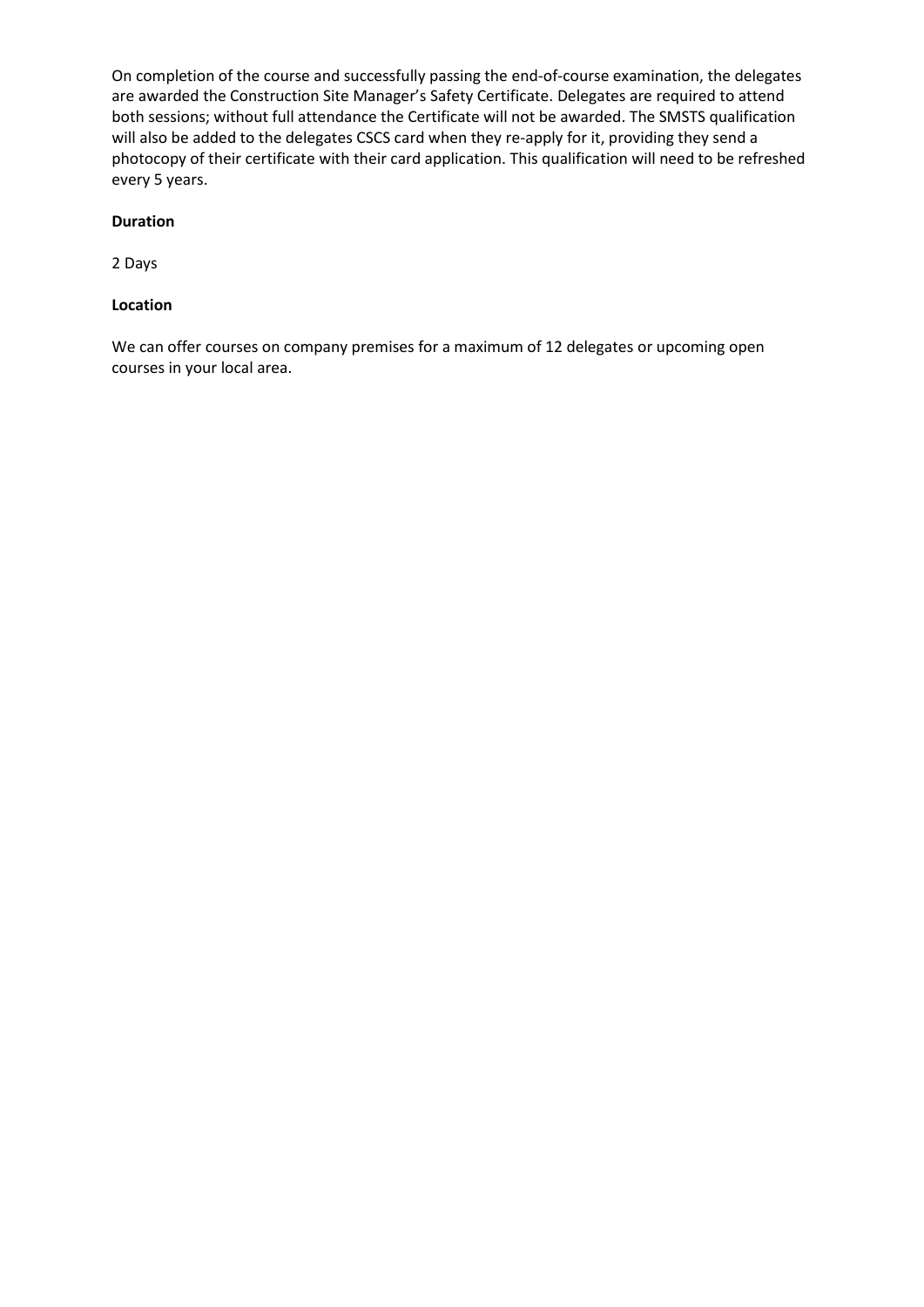On completion of the course and successfully passing the end-of-course examination, the delegates are awarded the Construction Site Manager's Safety Certificate. Delegates are required to attend both sessions; without full attendance the Certificate will not be awarded. The SMSTS qualification will also be added to the delegates CSCS card when they re-apply for it, providing they send a photocopy of their certificate with their card application. This qualification will need to be refreshed every 5 years.

**Duration**

2 Days

**Location**

We can offer courses on company premises for a maximum of 12 delegates or upcoming open courses in your local area.